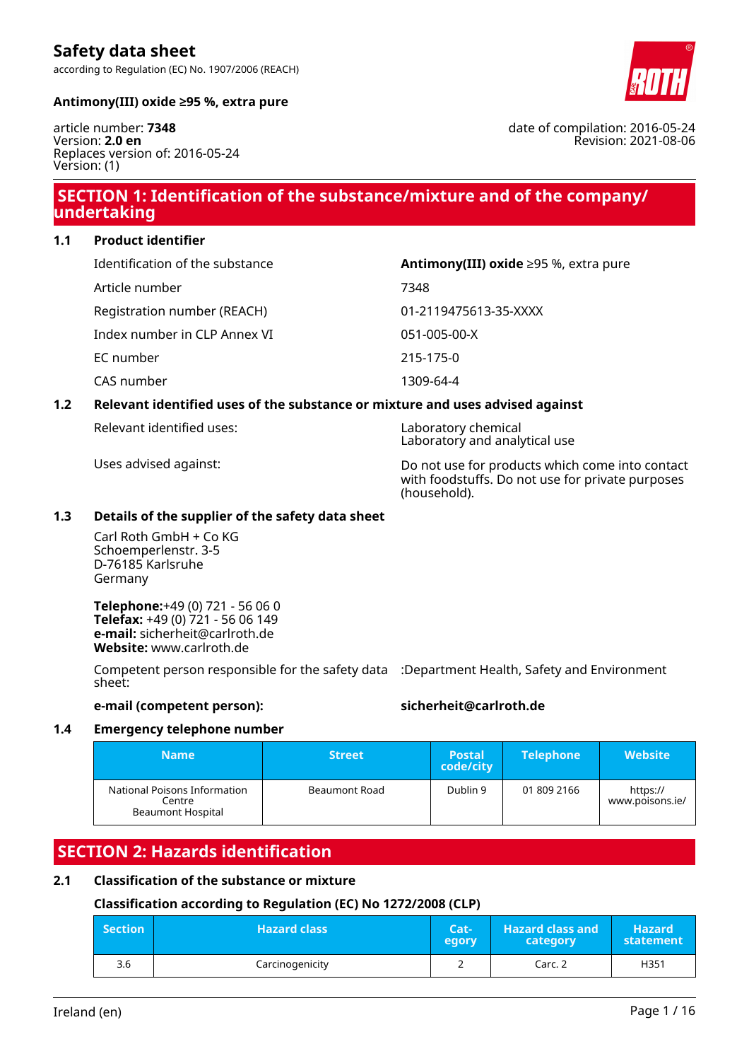# Safety data sheet

according to Regulation (EC) No. 1907/2006 (REACH)

**Antimony(III) oxide ≥95 %, extra pure**

article number: **7348**
Version: **2.0 en**
Replaces version of: 2016-05-24
Version: (1)

date of compilation: 2016-05-24
Revision: 2021-08-06

## SECTION 1: Identification of the substance/mixture and of the company/ undertaking

### 1.1 Product identifier

| | |
|---|---|
| Identification of the substance | **Antimony(III) oxide** ≥95 %, extra pure |
| Article number | 7348 |
| Registration number (REACH) | 01-2119475613-35-XXXX |
| Index number in CLP Annex VI | 051-005-00-X |
| EC number | 215-175-0 |
| CAS number | 1309-64-4 |

### 1.2 Relevant identified uses of the substance or mixture and uses advised against

| | |
|---|---|
| Relevant identified uses: | Laboratory chemical<br>Laboratory and analytical use |
| Uses advised against: | Do not use for products which come into contact with foodstuffs. Do not use for private purposes (household). |

### 1.3 Details of the supplier of the safety data sheet

Carl Roth GmbH + Co KG
Schoemperlenstr. 3-5
D-76185 Karlsruhe
Germany

**Telephone:**+49 (0) 721 - 56 06 0
**Telefax:** +49 (0) 721 - 56 06 149
**e-mail:** sicherheit@carlroth.de
**Website:** www.carlroth.de

Competent person responsible for the safety data sheet: :Department Health, Safety and Environment

**e-mail (competent person):** **sicherheit@carlroth.de**

### 1.4 Emergency telephone number

| Name | Street | Postal code/city | Telephone | Website |
|---|---|---|---|---|
| National Poisons Information Centre<br>Beaumont Hospital | Beaumont Road | Dublin 9 | 01 809 2166 | https://www.poisons.ie/ |

## SECTION 2: Hazards identification

### 2.1 Classification of the substance or mixture

**Classification according to Regulation (EC) No 1272/2008 (CLP)**

| Section | Hazard class | Category | Hazard class and category | Hazard statement |
|---|---|---|---|---|
| 3.6 | Carcinogenicity | 2 | Carc. 2 | H351 |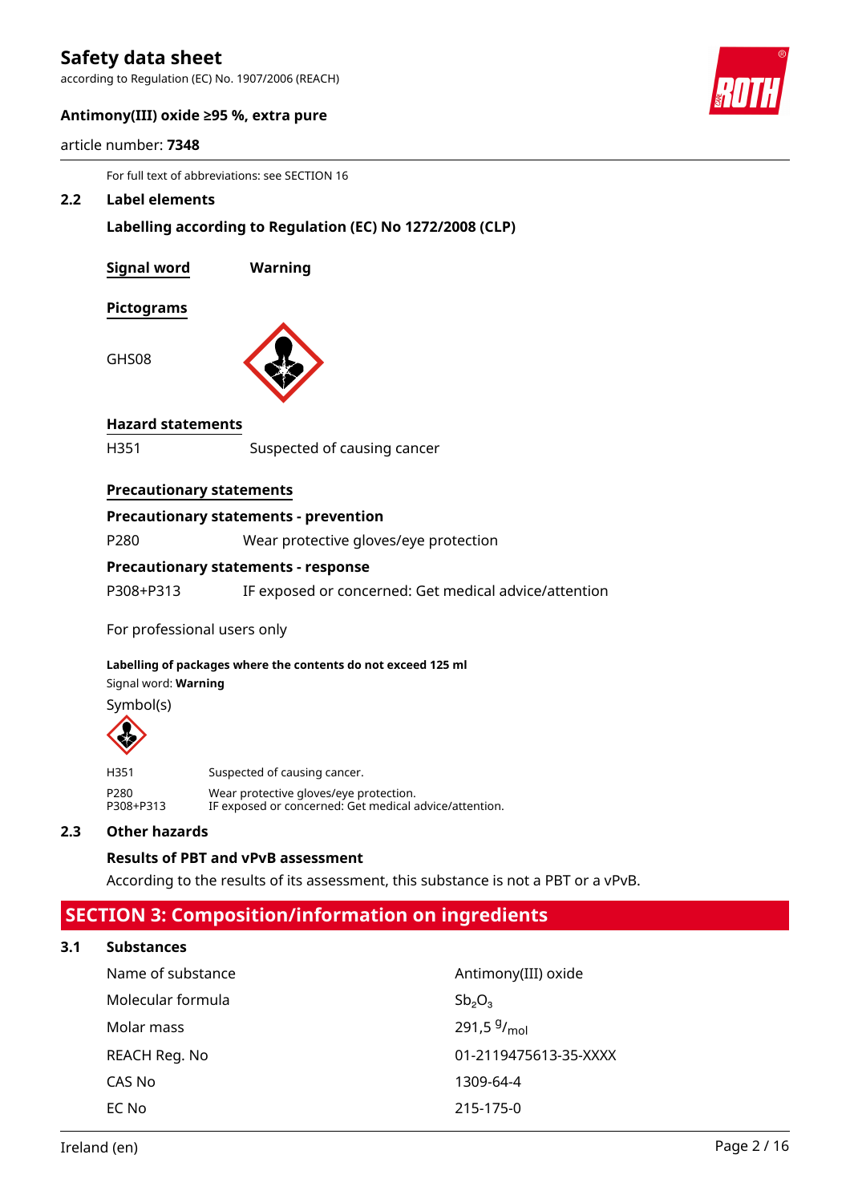For full text of abbreviations: see SECTION 16

### 2.2 Label elements

**Labelling according to Regulation (EC) No 1272/2008 (CLP)**

**Signal word** **Warning**

**Pictograms**

GHS08

**Hazard statements**

H351 Suspected of causing cancer

**Precautionary statements**

**Precautionary statements - prevention**

P280 Wear protective gloves/eye protection

**Precautionary statements - response**

P308+P313 IF exposed or concerned: Get medical advice/attention

For professional users only

**Labelling of packages where the contents do not exceed 125 ml**

Signal word: **Warning**

Symbol(s)

| | |
|---|---|
| H351 | Suspected of causing cancer. |
| P280 | Wear protective gloves/eye protection. |
| P308+P313 | IF exposed or concerned: Get medical advice/attention. |

### 2.3 Other hazards

**Results of PBT and vPvB assessment**

According to the results of its assessment, this substance is not a PBT or a vPvB.

## SECTION 3: Composition/information on ingredients

### 3.1 Substances

| | |
|---|---|
| Name of substance | Antimony(III) oxide |
| Molecular formula | $Sb_2O_3$ |
| Molar mass | 291,5 $^{g}/_{mol}$ |
| REACH Reg. No | 01-2119475613-35-XXXX |
| CAS No | 1309-64-4 |
| EC No | 215-175-0 |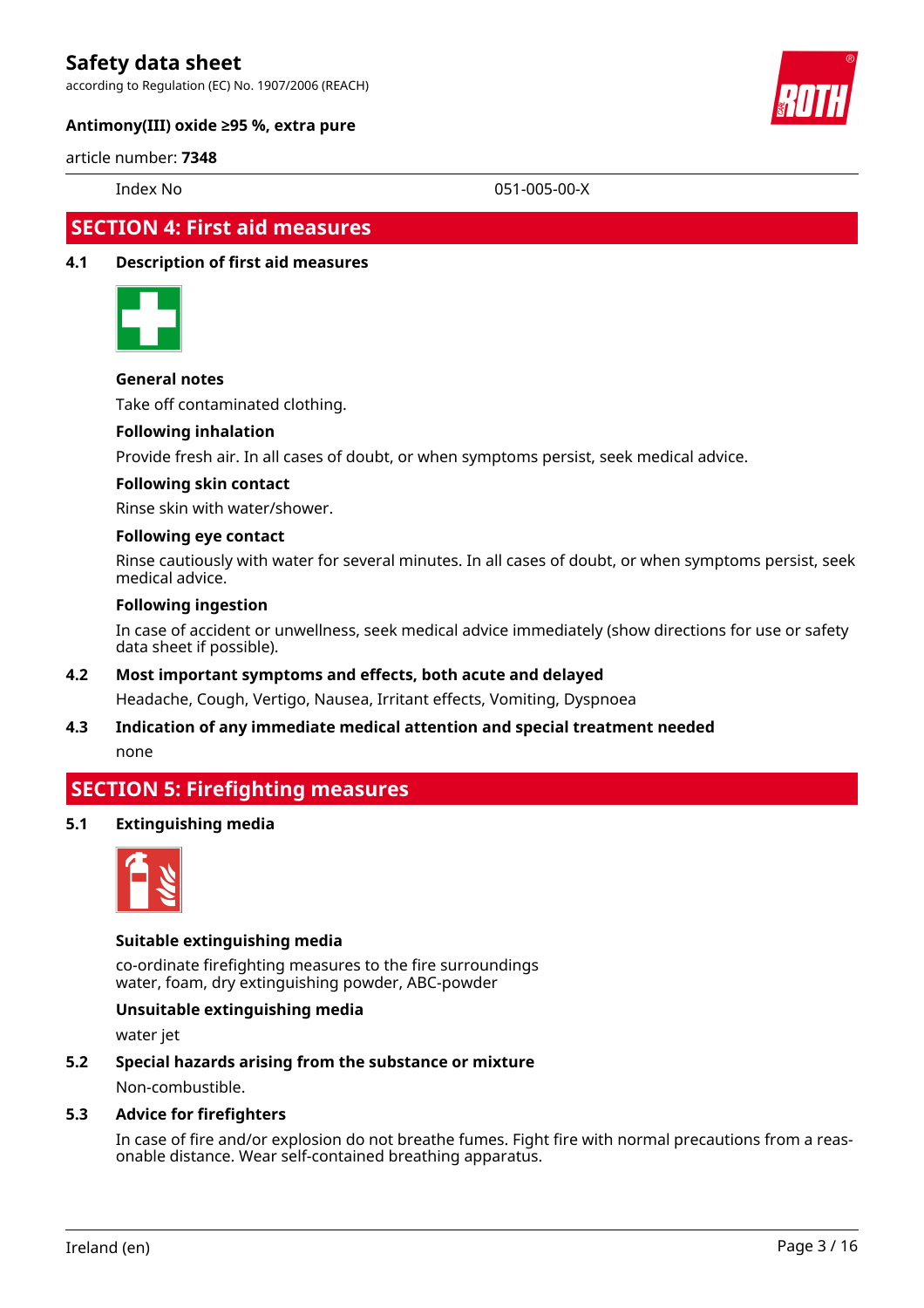| Index No | 051-005-00-X |
|---|---|

## SECTION 4: First aid measures

### 4.1 Description of first aid measures

**General notes**

Take off contaminated clothing.

**Following inhalation**

Provide fresh air. In all cases of doubt, or when symptoms persist, seek medical advice.

**Following skin contact**

Rinse skin with water/shower.

**Following eye contact**

Rinse cautiously with water for several minutes. In all cases of doubt, or when symptoms persist, seek medical advice.

**Following ingestion**

In case of accident or unwellness, seek medical advice immediately (show directions for use or safety data sheet if possible).

### 4.2 Most important symptoms and effects, both acute and delayed

Headache, Cough, Vertigo, Nausea, Irritant effects, Vomiting, Dyspnoea

### 4.3 Indication of any immediate medical attention and special treatment needed

none

## SECTION 5: Firefighting measures

### 5.1 Extinguishing media

**Suitable extinguishing media**

co-ordinate firefighting measures to the fire surroundings
water, foam, dry extinguishing powder, ABC-powder

**Unsuitable extinguishing media**

water jet

### 5.2 Special hazards arising from the substance or mixture

Non-combustible.

### 5.3 Advice for firefighters

In case of fire and/or explosion do not breathe fumes. Fight fire with normal precautions from a reasonable distance. Wear self-contained breathing apparatus.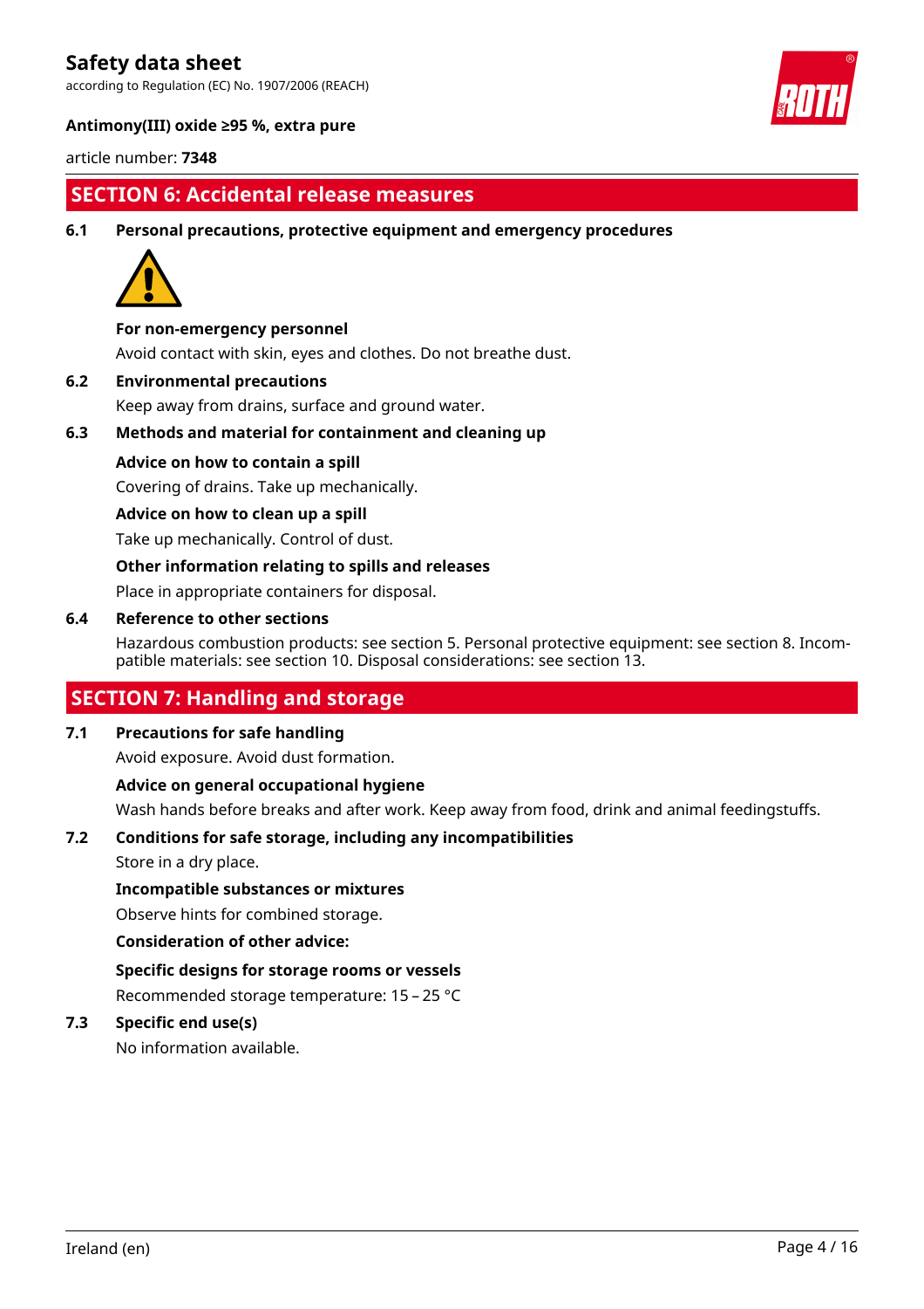## SECTION 6: Accidental release measures

### 6.1 Personal precautions, protective equipment and emergency procedures

**For non-emergency personnel**

Avoid contact with skin, eyes and clothes. Do not breathe dust.

### 6.2 Environmental precautions

Keep away from drains, surface and ground water.

### 6.3 Methods and material for containment and cleaning up

**Advice on how to contain a spill**

Covering of drains. Take up mechanically.

**Advice on how to clean up a spill**

Take up mechanically. Control of dust.

**Other information relating to spills and releases**

Place in appropriate containers for disposal.

### 6.4 Reference to other sections

Hazardous combustion products: see section 5. Personal protective equipment: see section 8. Incompatible materials: see section 10. Disposal considerations: see section 13.

## SECTION 7: Handling and storage

### 7.1 Precautions for safe handling

Avoid exposure. Avoid dust formation.

**Advice on general occupational hygiene**

Wash hands before breaks and after work. Keep away from food, drink and animal feedingstuffs.

### 7.2 Conditions for safe storage, including any incompatibilities

Store in a dry place.

**Incompatible substances or mixtures**

Observe hints for combined storage.

**Consideration of other advice:**

**Specific designs for storage rooms or vessels**

Recommended storage temperature: 15 – 25 °C

### 7.3 Specific end use(s)

No information available.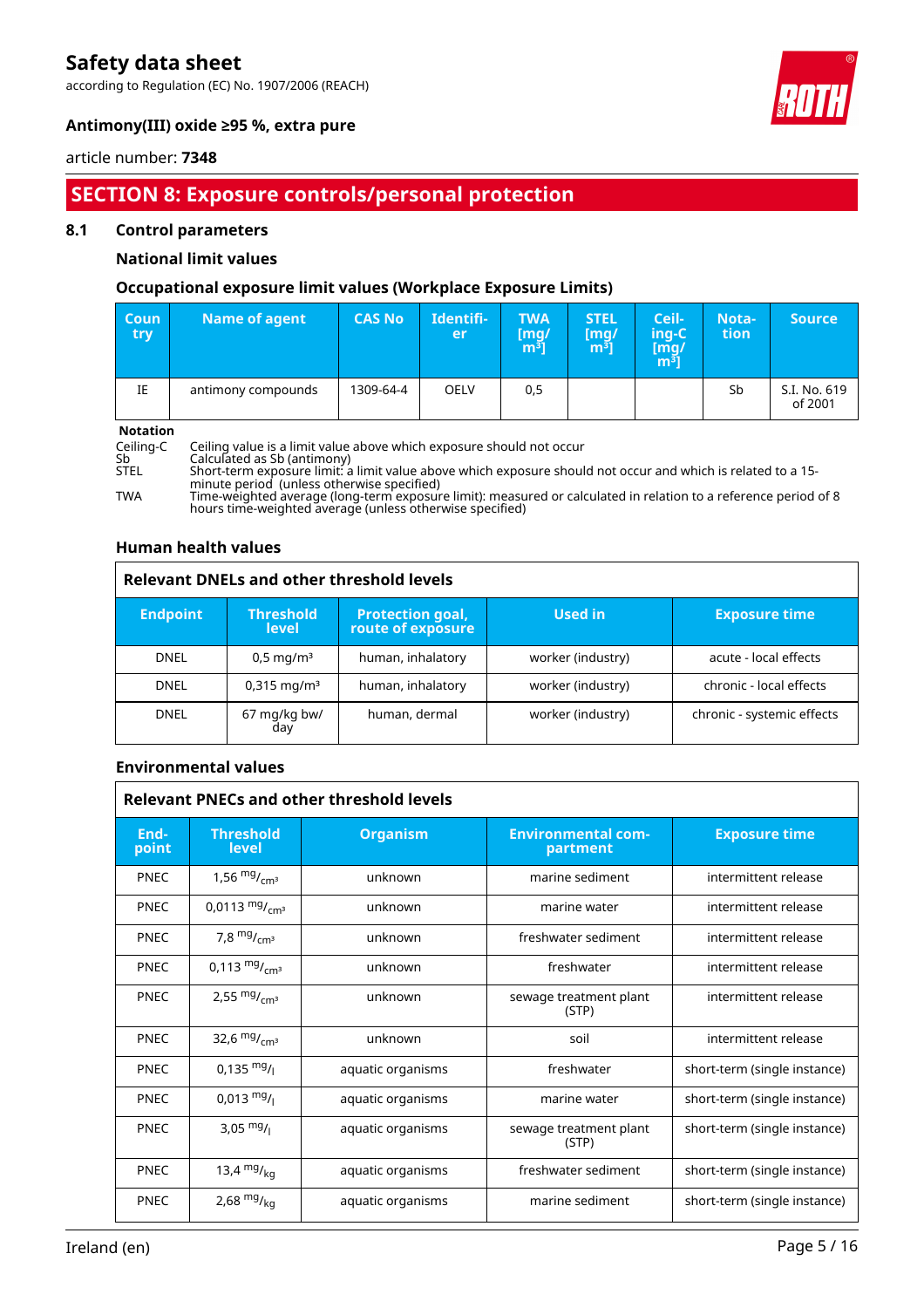## SECTION 8: Exposure controls/personal protection

### 8.1 Control parameters

#### National limit values

#### Occupational exposure limit values (Workplace Exposure Limits)

| Country | Name of agent | CAS No | Identifier | TWA [mg/m³] | STEL [mg/m³] | Ceiling-C [mg/m³] | Notation | Source |
|---|---|---|---|---|---|---|---|---|
| IE | antimony compounds | 1309-64-4 | OELV | 0,5 | | | Sb | S.I. No. 619 of 2001 |

**Notation**

Ceiling-C Ceiling value is a limit value above which exposure should not occur
Sb Calculated as Sb (antimony)
STEL Short-term exposure limit: a limit value above which exposure should not occur and which is related to a 15-minute period (unless otherwise specified)
TWA Time-weighted average (long-term exposure limit): measured or calculated in relation to a reference period of 8 hours time-weighted average (unless otherwise specified)

#### Human health values

**Relevant DNELs and other threshold levels**

| Endpoint | Threshold level | Protection goal, route of exposure | Used in | Exposure time |
|---|---|---|---|---|
| DNEL | 0,5 mg/m³ | human, inhalatory | worker (industry) | acute - local effects |
| DNEL | 0,315 mg/m³ | human, inhalatory | worker (industry) | chronic - local effects |
| DNEL | 67 mg/kg bw/day | human, dermal | worker (industry) | chronic - systemic effects |

#### Environmental values

**Relevant PNECs and other threshold levels**

| End-point | Threshold level | Organism | Environmental compartment | Exposure time |
|---|---|---|---|---|
| PNEC | 1,56 mg/cm³ | unknown | marine sediment | intermittent release |
| PNEC | 0,0113 mg/cm³ | unknown | marine water | intermittent release |
| PNEC | 7,8 mg/cm³ | unknown | freshwater sediment | intermittent release |
| PNEC | 0,113 mg/cm³ | unknown | freshwater | intermittent release |
| PNEC | 2,55 mg/cm³ | unknown | sewage treatment plant (STP) | intermittent release |
| PNEC | 32,6 mg/cm³ | unknown | soil | intermittent release |
| PNEC | 0,135 mg/l | aquatic organisms | freshwater | short-term (single instance) |
| PNEC | 0,013 mg/l | aquatic organisms | marine water | short-term (single instance) |
| PNEC | 3,05 mg/l | aquatic organisms | sewage treatment plant (STP) | short-term (single instance) |
| PNEC | 13,4 mg/kg | aquatic organisms | freshwater sediment | short-term (single instance) |
| PNEC | 2,68 mg/kg | aquatic organisms | marine sediment | short-term (single instance) |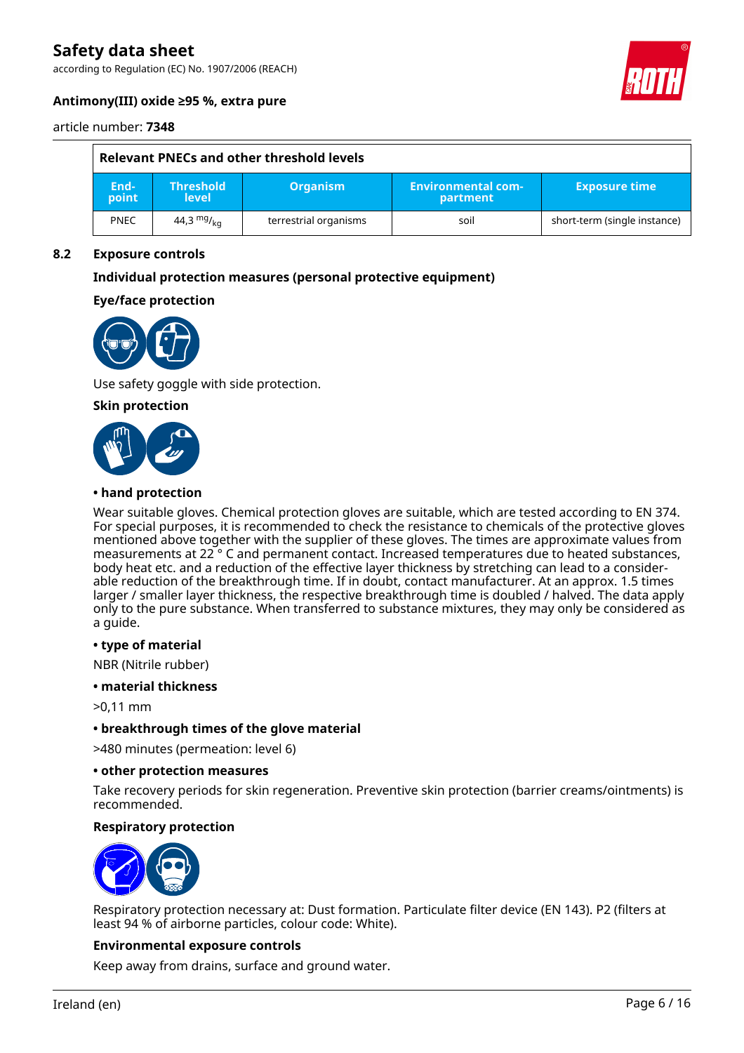| Relevant PNECs and other threshold levels | | | | |
|---|---|---|---|---|
| End-point | Threshold level | Organism | Environmental compartment | Exposure time |
| PNEC | 44,3 $^{mg}/_{kg}$ | terrestrial organisms | soil | short-term (single instance) |

## 8.2 Exposure controls

### Individual protection measures (personal protective equipment)

**Eye/face protection**

Use safety goggle with side protection.

**Skin protection**

**• hand protection**

Wear suitable gloves. Chemical protection gloves are suitable, which are tested according to EN 374. For special purposes, it is recommended to check the resistance to chemicals of the protective gloves mentioned above together with the supplier of these gloves. The times are approximate values from measurements at 22 ° C and permanent contact. Increased temperatures due to heated substances, body heat etc. and a reduction of the effective layer thickness by stretching can lead to a considerable reduction of the breakthrough time. If in doubt, contact manufacturer. At an approx. 1.5 times larger / smaller layer thickness, the respective breakthrough time is doubled / halved. The data apply only to the pure substance. When transferred to substance mixtures, they may only be considered as a guide.

**• type of material**

NBR (Nitrile rubber)

**• material thickness**

>0,11 mm

**• breakthrough times of the glove material**

>480 minutes (permeation: level 6)

**• other protection measures**

Take recovery periods for skin regeneration. Preventive skin protection (barrier creams/ointments) is recommended.

**Respiratory protection**

Respiratory protection necessary at: Dust formation. Particulate filter device (EN 143). P2 (filters at least 94 % of airborne particles, colour code: White).

**Environmental exposure controls**

Keep away from drains, surface and ground water.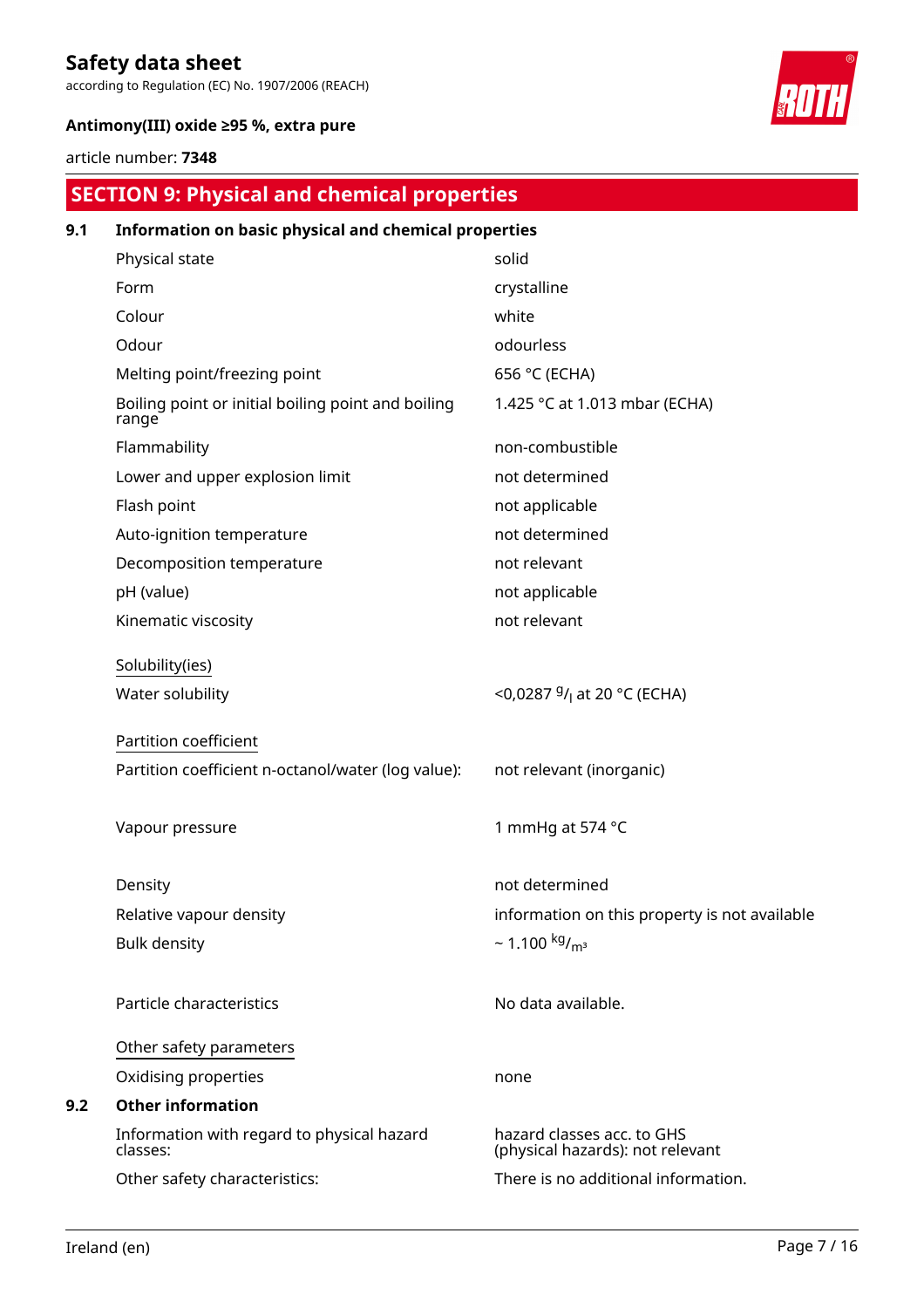## SECTION 9: Physical and chemical properties

### 9.1 Information on basic physical and chemical properties

| Property | Value |
|---|---|
| Physical state | solid |
| Form | crystalline |
| Colour | white |
| Odour | odourless |
| Melting point/freezing point | 656 °C (ECHA) |
| Boiling point or initial boiling point and boiling range | 1.425 °C at 1.013 mbar (ECHA) |
| Flammability | non-combustible |
| Lower and upper explosion limit | not determined |
| Flash point | not applicable |
| Auto-ignition temperature | not determined |
| Decomposition temperature | not relevant |
| pH (value) | not applicable |
| Kinematic viscosity | not relevant |

Solubility(ies)

| Property | Value |
|---|---|
| Water solubility | <0,0287 $^{g}/_{l}$ at 20 °C (ECHA) |

Partition coefficient

| Property | Value |
|---|---|
| Partition coefficient n-octanol/water (log value): | not relevant (inorganic) |
| Vapour pressure | 1 mmHg at 574 °C |
| Density | not determined |
| Relative vapour density | information on this property is not available |
| Bulk density | ~ 1.100 $^{kg}/_{m^3}$ |
| Particle characteristics | No data available. |

Other safety parameters

| Property | Value |
|---|---|
| Oxidising properties | none |

### 9.2 Other information

| Property | Value |
|---|---|
| Information with regard to physical hazard classes: | hazard classes acc. to GHS (physical hazards): not relevant |
| Other safety characteristics: | There is no additional information. |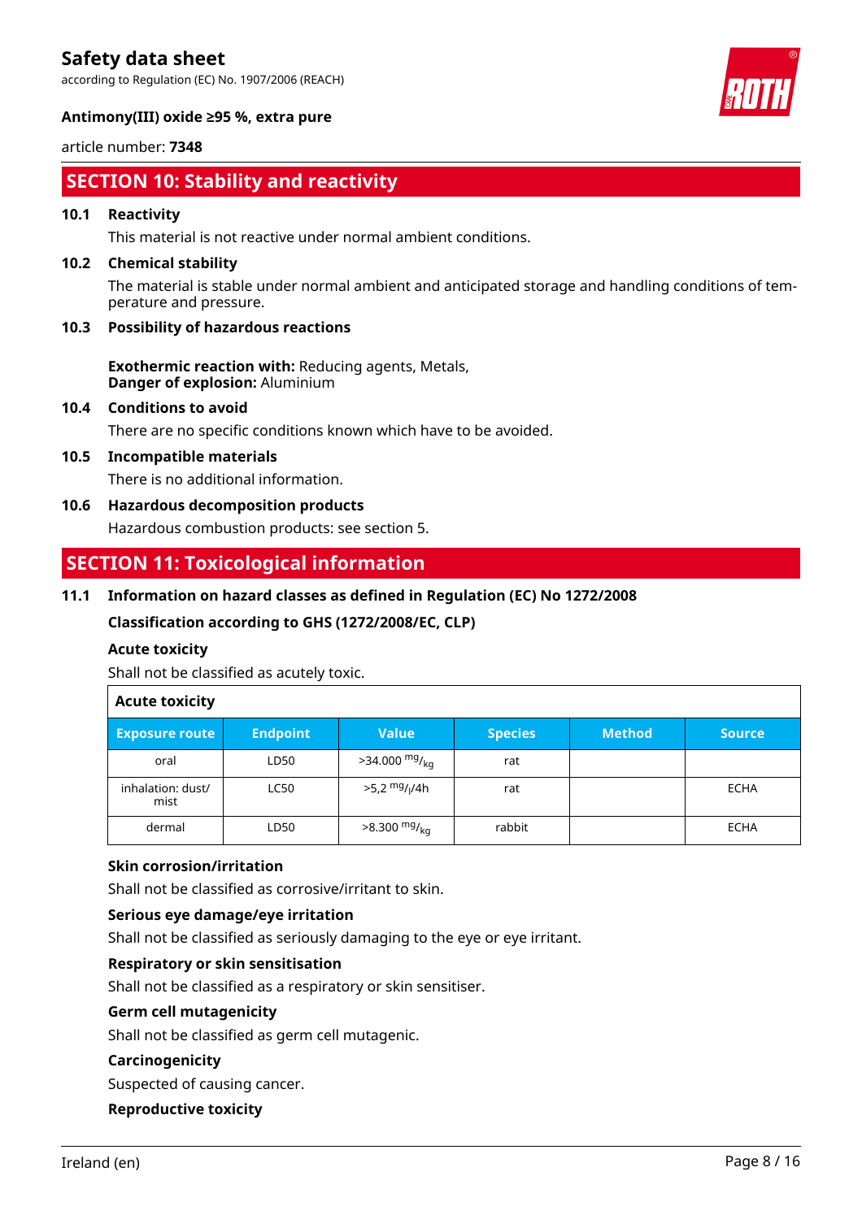## SECTION 10: Stability and reactivity

### 10.1 Reactivity

This material is not reactive under normal ambient conditions.

### 10.2 Chemical stability

The material is stable under normal ambient and anticipated storage and handling conditions of temperature and pressure.

### 10.3 Possibility of hazardous reactions

**Exothermic reaction with:** Reducing agents, Metals,
**Danger of explosion:** Aluminium

### 10.4 Conditions to avoid

There are no specific conditions known which have to be avoided.

### 10.5 Incompatible materials

There is no additional information.

### 10.6 Hazardous decomposition products

Hazardous combustion products: see section 5.

## SECTION 11: Toxicological information

### 11.1 Information on hazard classes as defined in Regulation (EC) No 1272/2008

**Classification according to GHS (1272/2008/EC, CLP)**

**Acute toxicity**

Shall not be classified as acutely toxic.

**Acute toxicity**

| Exposure route | Endpoint | Value | Species | Method | Source |
|---|---|---|---|---|---|
| oral | LD50 | >34.000 $^{mg}/_{kg}$ | rat | | |
| inhalation: dust/ mist | LC50 | >5,2 $^{mg}/_{l}$/4h | rat | | ECHA |
| dermal | LD50 | >8.300 $^{mg}/_{kg}$ | rabbit | | ECHA |

**Skin corrosion/irritation**

Shall not be classified as corrosive/irritant to skin.

**Serious eye damage/eye irritation**

Shall not be classified as seriously damaging to the eye or eye irritant.

**Respiratory or skin sensitisation**

Shall not be classified as a respiratory or skin sensitiser.

**Germ cell mutagenicity**

Shall not be classified as germ cell mutagenic.

**Carcinogenicity**

Suspected of causing cancer.

**Reproductive toxicity**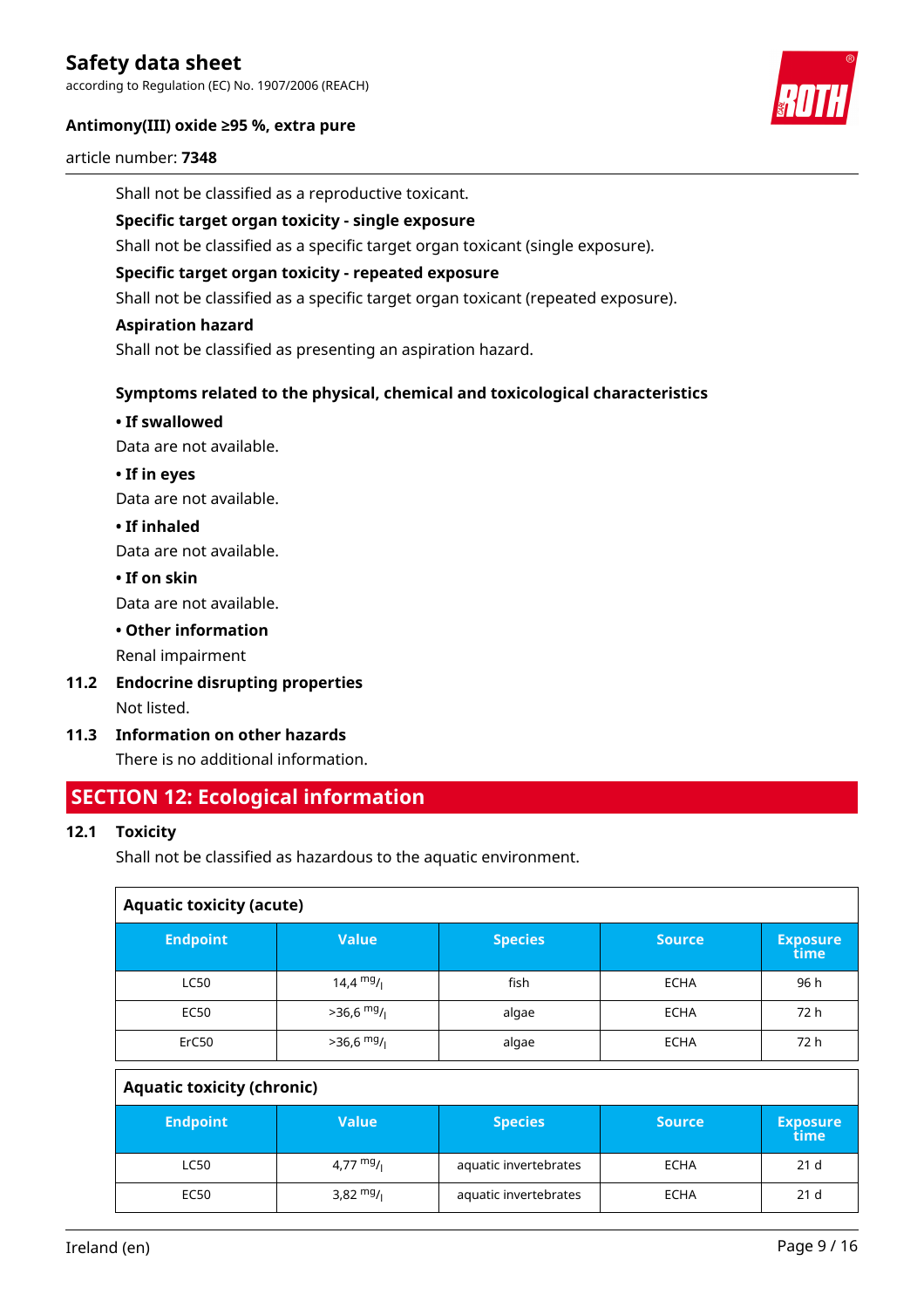Shall not be classified as a reproductive toxicant.

**Specific target organ toxicity - single exposure**

Shall not be classified as a specific target organ toxicant (single exposure).

**Specific target organ toxicity - repeated exposure**

Shall not be classified as a specific target organ toxicant (repeated exposure).

**Aspiration hazard**

Shall not be classified as presenting an aspiration hazard.

**Symptoms related to the physical, chemical and toxicological characteristics**

**• If swallowed**

Data are not available.

**• If in eyes**

Data are not available.

**• If inhaled**

Data are not available.

**• If on skin**

Data are not available.

**• Other information**

Renal impairment

### 11.2 Endocrine disrupting properties

Not listed.

### 11.3 Information on other hazards

There is no additional information.

## SECTION 12: Ecological information

### 12.1 Toxicity

Shall not be classified as hazardous to the aquatic environment.

**Aquatic toxicity (acute)**

| Endpoint | Value | Species | Source | Exposure time |
|---|---|---|---|---|
| LC50 | 14,4 mg/l | fish | ECHA | 96 h |
| EC50 | >36,6 mg/l | algae | ECHA | 72 h |
| ErC50 | >36,6 mg/l | algae | ECHA | 72 h |

**Aquatic toxicity (chronic)**

| Endpoint | Value | Species | Source | Exposure time |
|---|---|---|---|---|
| LC50 | 4,77 mg/l | aquatic invertebrates | ECHA | 21 d |
| EC50 | 3,82 mg/l | aquatic invertebrates | ECHA | 21 d |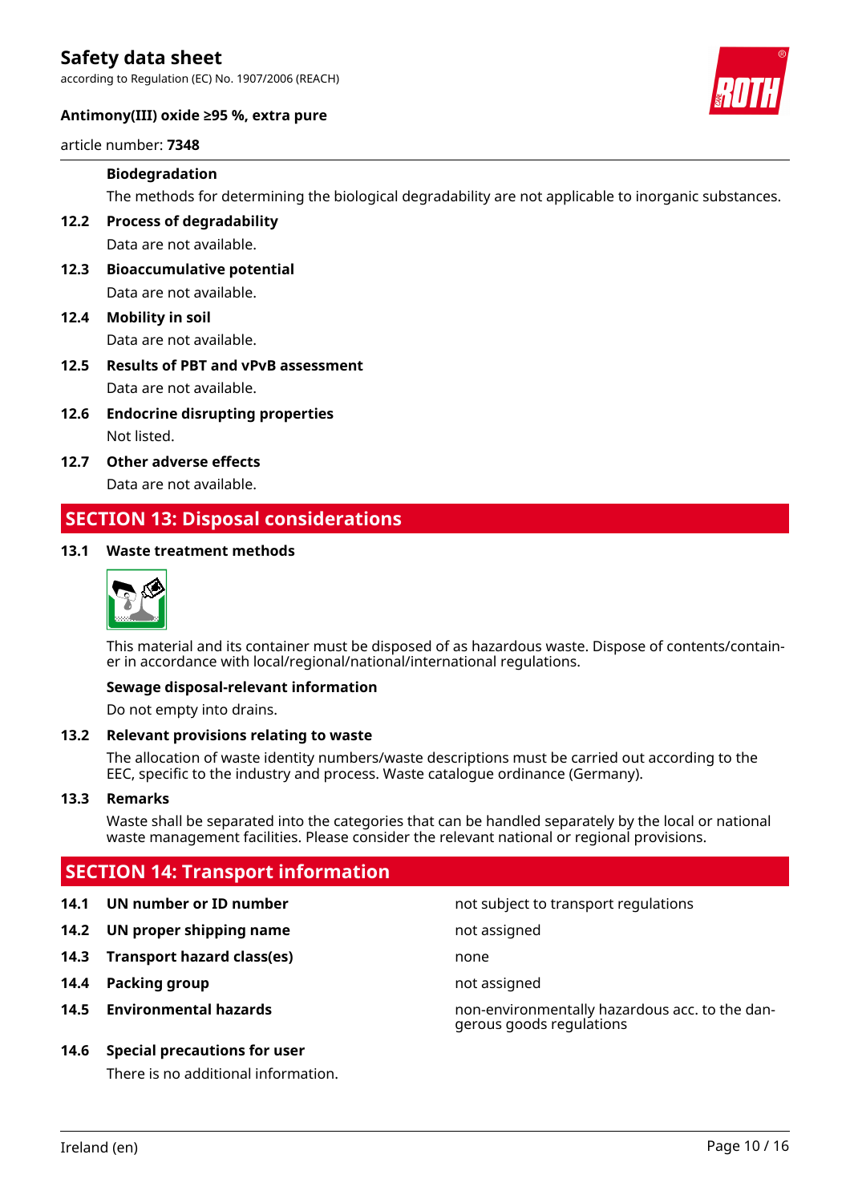**Biodegradation**

The methods for determining the biological degradability are not applicable to inorganic substances.

**12.2 Process of degradability**

Data are not available.

**12.3 Bioaccumulative potential**

Data are not available.

**12.4 Mobility in soil**

Data are not available.

**12.5 Results of PBT and vPvB assessment**

Data are not available.

**12.6 Endocrine disrupting properties**

Not listed.

**12.7 Other adverse effects**

Data are not available.

## SECTION 13: Disposal considerations

**13.1 Waste treatment methods**

This material and its container must be disposed of as hazardous waste. Dispose of contents/container in accordance with local/regional/national/international regulations.

**Sewage disposal-relevant information**

Do not empty into drains.

**13.2 Relevant provisions relating to waste**

The allocation of waste identity numbers/waste descriptions must be carried out according to the EEC, specific to the industry and process. Waste catalogue ordinance (Germany).

**13.3 Remarks**

Waste shall be separated into the categories that can be handled separately by the local or national waste management facilities. Please consider the relevant national or regional provisions.

## SECTION 14: Transport information

| | | |
|---|---|---|
| **14.1** | **UN number or ID number** | not subject to transport regulations |
| **14.2** | **UN proper shipping name** | not assigned |
| **14.3** | **Transport hazard class(es)** | none |
| **14.4** | **Packing group** | not assigned |
| **14.5** | **Environmental hazards** | non-environmentally hazardous acc. to the dangerous goods regulations |

**14.6 Special precautions for user**

There is no additional information.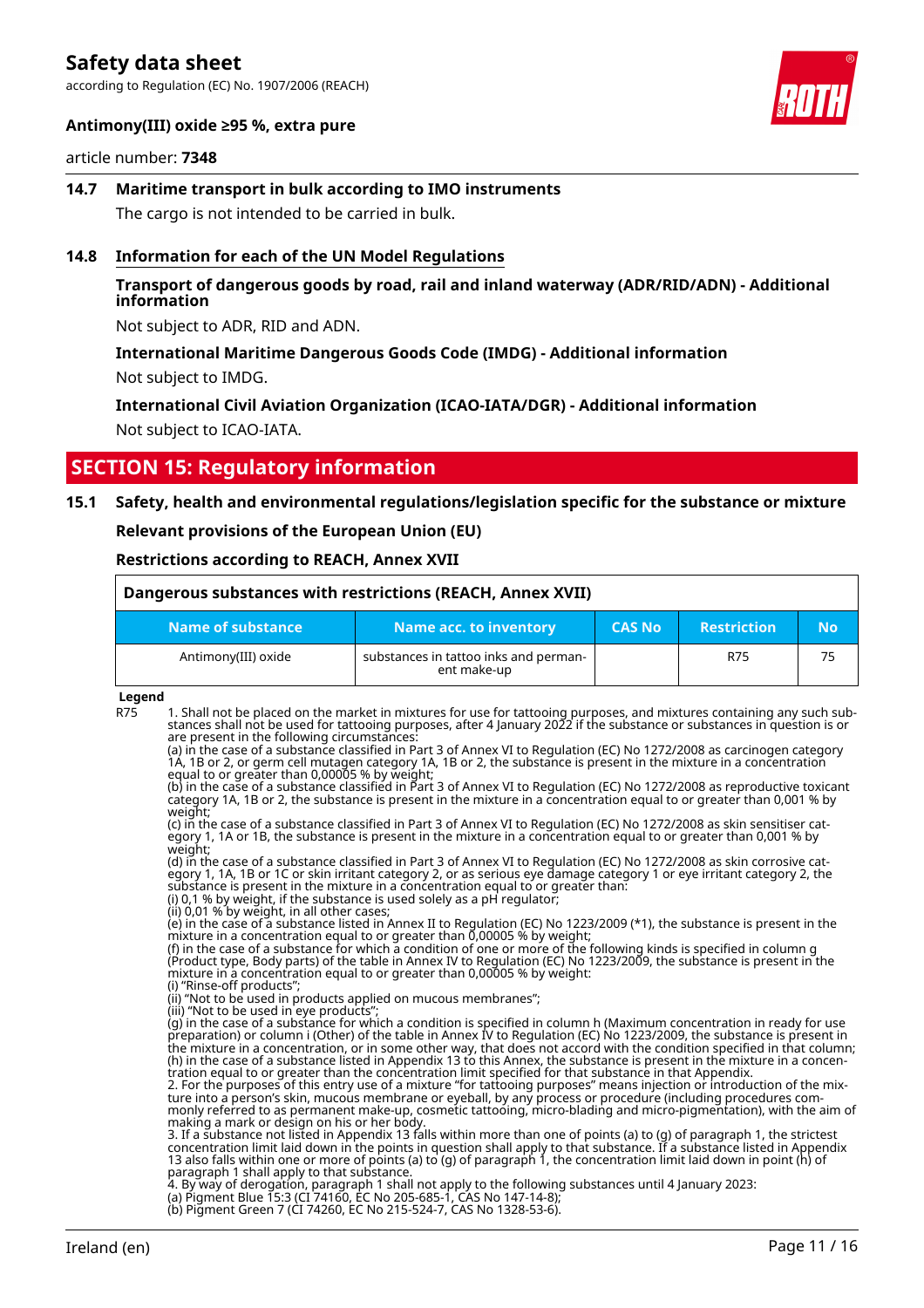### 14.7 Maritime transport in bulk according to IMO instruments

The cargo is not intended to be carried in bulk.

### 14.8 Information for each of the UN Model Regulations

**Transport of dangerous goods by road, rail and inland waterway (ADR/RID/ADN) - Additional information**

Not subject to ADR, RID and ADN.

**International Maritime Dangerous Goods Code (IMDG) - Additional information**

Not subject to IMDG.

**International Civil Aviation Organization (ICAO-IATA/DGR) - Additional information**

Not subject to ICAO-IATA.

## SECTION 15: Regulatory information

### 15.1 Safety, health and environmental regulations/legislation specific for the substance or mixture

**Relevant provisions of the European Union (EU)**

**Restrictions according to REACH, Annex XVII**

**Dangerous substances with restrictions (REACH, Annex XVII)**

| Name of substance | Name acc. to inventory | CAS No | Restriction | No |
|---|---|---|---|---|
| Antimony(III) oxide | substances in tattoo inks and permanent make-up | | R75 | 75 |

**Legend**

R75 1. Shall not be placed on the market in mixtures for use for tattooing purposes, and mixtures containing any such substances shall not be used for tattooing purposes, after 4 January 2022 if the substance or substances in question is or are present in the following circumstances:
(a) in the case of a substance classified in Part 3 of Annex VI to Regulation (EC) No 1272/2008 as carcinogen category 1A, 1B or 2, or germ cell mutagen category 1A, 1B or 2, the substance is present in the mixture in a concentration equal to or greater than 0,00005 % by weight;
(b) in the case of a substance classified in Part 3 of Annex VI to Regulation (EC) No 1272/2008 as reproductive toxicant category 1A, 1B or 2, the substance is present in the mixture in a concentration equal to or greater than 0,001 % by weight;
(c) in the case of a substance classified in Part 3 of Annex VI to Regulation (EC) No 1272/2008 as skin sensitiser category 1, 1A or 1B, the substance is present in the mixture in a concentration equal to or greater than 0,001 % by weight;
(d) in the case of a substance classified in Part 3 of Annex VI to Regulation (EC) No 1272/2008 as skin corrosive category 1, 1A, 1B or 1C or skin irritant category 2, or as serious eye damage category 1 or eye irritant category 2, the substance is present in the mixture in a concentration equal to or greater than:
(i) 0,1 % by weight, if the substance is used solely as a pH regulator;
(ii) 0,01 % by weight, in all other cases;
(e) in the case of a substance listed in Annex II to Regulation (EC) No 1223/2009 (*1), the substance is present in the mixture in a concentration equal to or greater than 0,00005 % by weight;
(f) in the case of a substance for which a condition of one or more of the following kinds is specified in column g (Product type, Body parts) of the table in Annex IV to Regulation (EC) No 1223/2009, the substance is present in the mixture in a concentration equal to or greater than 0,00005 % by weight:
(i) "Rinse-off products";
(ii) "Not to be used in products applied on mucous membranes";
(iii) "Not to be used in eye products";
(g) in the case of a substance for which a condition is specified in column h (Maximum concentration in ready for use preparation) or column i (Other) of the table in Annex IV to Regulation (EC) No 1223/2009, the substance is present in the mixture in a concentration, or in some other way, that does not accord with the condition specified in that column;
(h) in the case of a substance listed in Appendix 13 to this Annex, the substance is present in the mixture in a concentration equal to or greater than the concentration limit specified for that substance in that Appendix.
2. For the purposes of this entry use of a mixture "for tattooing purposes" means injection or introduction of the mixture into a person's skin, mucous membrane or eyeball, by any process or procedure (including procedures commonly referred to as permanent make-up, cosmetic tattooing, micro-blading and micro-pigmentation), with the aim of making a mark or design on his or her body.
3. If a substance not listed in Appendix 13 falls within more than one of points (a) to (g) of paragraph 1, the strictest concentration limit laid down in the points in question shall apply to that substance. If a substance listed in Appendix 13 also falls within one or more of points (a) to (g) of paragraph 1, the concentration limit laid down in point (h) of paragraph 1 shall apply to that substance.
4. By way of derogation, paragraph 1 shall not apply to the following substances until 4 January 2023:
(a) Pigment Blue 15:3 (CI 74160, EC No 205-685-1, CAS No 147-14-8);
(b) Pigment Green 7 (CI 74260, EC No 215-524-7, CAS No 1328-53-6).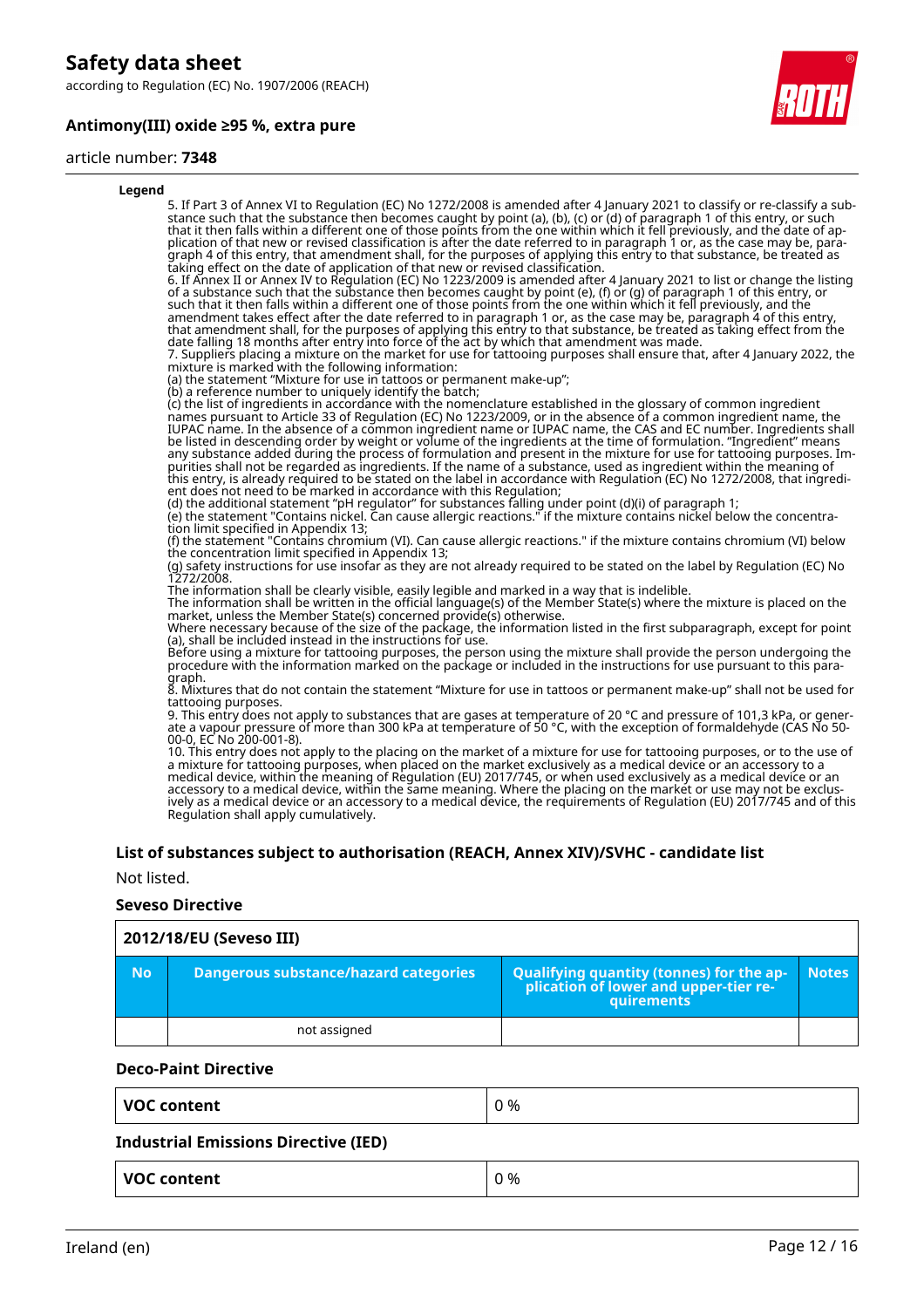**Legend**

5. If Part 3 of Annex VI to Regulation (EC) No 1272/2008 is amended after 4 January 2021 to classify or re-classify a substance such that the substance then becomes caught by point (a), (b), (c) or (d) of paragraph 1 of this entry, or such that it then falls within a different one of those points from the one within which it fell previously, and the date of application of that new or revised classification is after the date referred to in paragraph 1 or, as the case may be, paragraph 4 of this entry, that amendment shall, for the purposes of applying this entry to that substance, be treated as taking effect on the date of application of that new or revised classification.
6. If Annex II or Annex IV to Regulation (EC) No 1223/2009 is amended after 4 January 2021 to list or change the listing of a substance such that the substance then becomes caught by point (e), (f) or (g) of paragraph 1 of this entry, or such that it then falls within a different one of those points from the one within which it fell previously, and the amendment takes effect after the date referred to in paragraph 1 or, as the case may be, paragraph 4 of this entry, that amendment shall, for the purposes of applying this entry to that substance, be treated as taking effect from the date falling 18 months after entry into force of the act by which that amendment was made.
7. Suppliers placing a mixture on the market for use for tattooing purposes shall ensure that, after 4 January 2022, the mixture is marked with the following information:
(a) the statement "Mixture for use in tattoos or permanent make-up";
(b) a reference number to uniquely identify the batch;
(c) the list of ingredients in accordance with the nomenclature established in the glossary of common ingredient names pursuant to Article 33 of Regulation (EC) No 1223/2009, or in the absence of a common ingredient name, the IUPAC name. In the absence of a common ingredient name or IUPAC name, the CAS and EC number. Ingredients shall be listed in descending order by weight or volume of the ingredients at the time of formulation. "Ingredient" means any substance added during the process of formulation and present in the mixture for use for tattooing purposes. Impurities shall not be regarded as ingredients. If the name of a substance, used as ingredient within the meaning of this entry, is already required to be stated on the label in accordance with Regulation (EC) No 1272/2008, that ingredient does not need to be marked in accordance with this Regulation;
(d) the additional statement "pH regulator" for substances falling under point (d)(i) of paragraph 1;
(e) the statement "Contains nickel. Can cause allergic reactions." if the mixture contains nickel below the concentration limit specified in Appendix 13;
(f) the statement "Contains chromium (VI). Can cause allergic reactions." if the mixture contains chromium (VI) below the concentration limit specified in Appendix 13;
(g) safety instructions for use insofar as they are not already required to be stated on the label by Regulation (EC) No 1272/2008.
The information shall be clearly visible, easily legible and marked in a way that is indelible.
The information shall be written in the official language(s) of the Member State(s) where the mixture is placed on the market, unless the Member State(s) concerned provide(s) otherwise.
Where necessary because of the size of the package, the information listed in the first subparagraph, except for point (a), shall be included instead in the instructions for use.
Before using a mixture for tattooing purposes, the person using the mixture shall provide the person undergoing the procedure with the information marked on the package or included in the instructions for use pursuant to this paragraph.
8. Mixtures that do not contain the statement "Mixture for use in tattoos or permanent make-up" shall not be used for tattooing purposes.
9. This entry does not apply to substances that are gases at temperature of 20 °C and pressure of 101,3 kPa, or generate a vapour pressure of more than 300 kPa at temperature of 50 °C, with the exception of formaldehyde (CAS No 50-00-0, EC No 200-001-8).
10. This entry does not apply to the placing on the market of a mixture for use for tattooing purposes, or to the use of a mixture for tattooing purposes, when placed on the market exclusively as a medical device or an accessory to a medical device, within the meaning of Regulation (EU) 2017/745, or when used exclusively as a medical device or an accessory to a medical device, within the same meaning. Where the placing on the market or use may not be exclusively as a medical device or an accessory to a medical device, the requirements of Regulation (EU) 2017/745 and of this Regulation shall apply cumulatively.

### List of substances subject to authorisation (REACH, Annex XIV)/SVHC - candidate list

Not listed.

#### Seveso Directive

**2012/18/EU (Seveso III)**

| No | Dangerous substance/hazard categories | Qualifying quantity (tonnes) for the application of lower and upper-tier requirements | Notes |
|---|---|---|---|
| | not assigned | | |

#### Deco-Paint Directive

| VOC content | 0 % |
|---|---|

#### Industrial Emissions Directive (IED)

| VOC content | 0 % |
|---|---|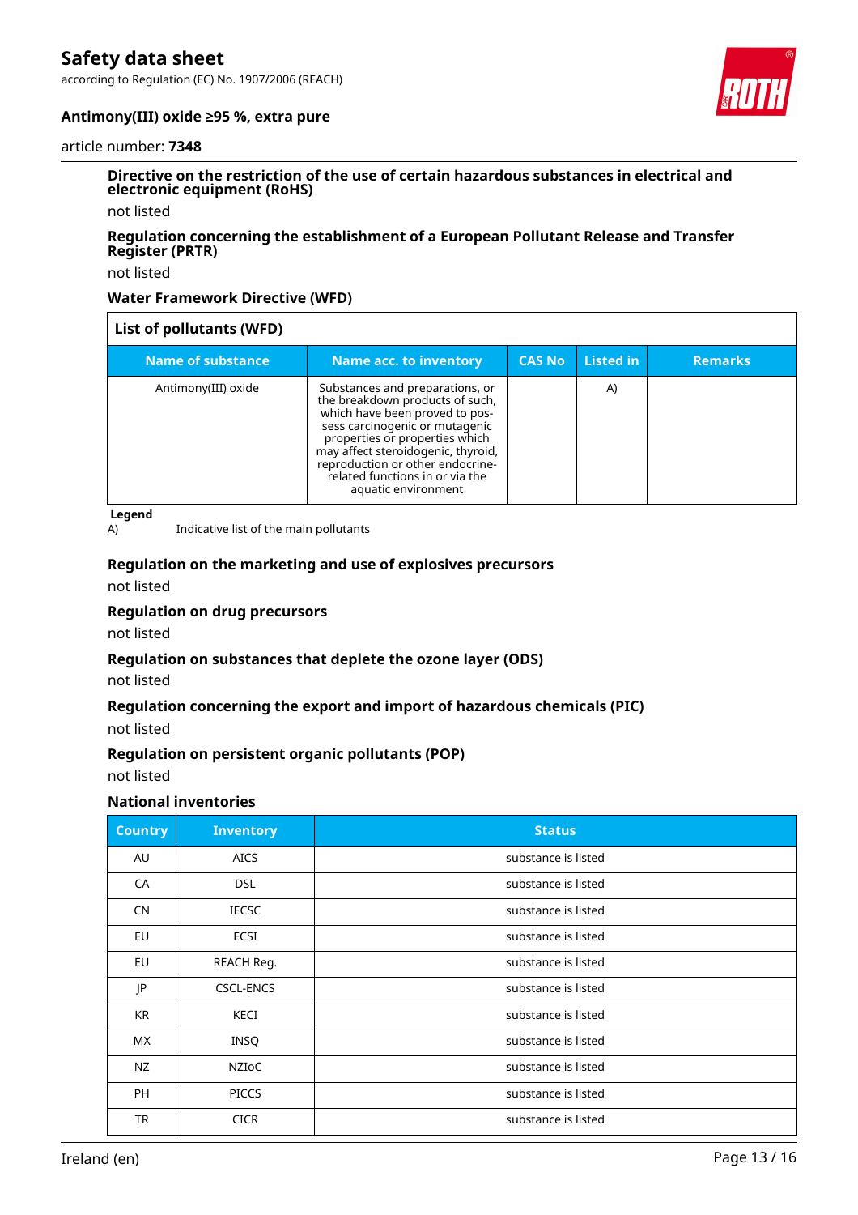#### Directive on the restriction of the use of certain hazardous substances in electrical and electronic equipment (RoHS)

not listed

#### Regulation concerning the establishment of a European Pollutant Release and Transfer Register (PRTR)

not listed

#### Water Framework Directive (WFD)

| List of pollutants (WFD) | | | | |
|---|---|---|---|---|
| **Name of substance** | **Name acc. to inventory** | **CAS No** | **Listed in** | **Remarks** |
| Antimony(III) oxide | Substances and preparations, or the breakdown products of such, which have been proved to possess carcinogenic or mutagenic properties or properties which may affect steroidogenic, thyroid, reproduction or other endocrine-related functions in or via the aquatic environment | | A) | |

**Legend**

A) Indicative list of the main pollutants

#### Regulation on the marketing and use of explosives precursors

not listed

#### Regulation on drug precursors

not listed

#### Regulation on substances that deplete the ozone layer (ODS)

not listed

#### Regulation concerning the export and import of hazardous chemicals (PIC)

not listed

#### Regulation on persistent organic pollutants (POP)

not listed

#### National inventories

| Country | Inventory | Status |
|---|---|---|
| AU | AICS | substance is listed |
| CA | DSL | substance is listed |
| CN | IECSC | substance is listed |
| EU | ECSI | substance is listed |
| EU | REACH Reg. | substance is listed |
| JP | CSCL-ENCS | substance is listed |
| KR | KECI | substance is listed |
| MX | INSQ | substance is listed |
| NZ | NZIoC | substance is listed |
| PH | PICCS | substance is listed |
| TR | CICR | substance is listed |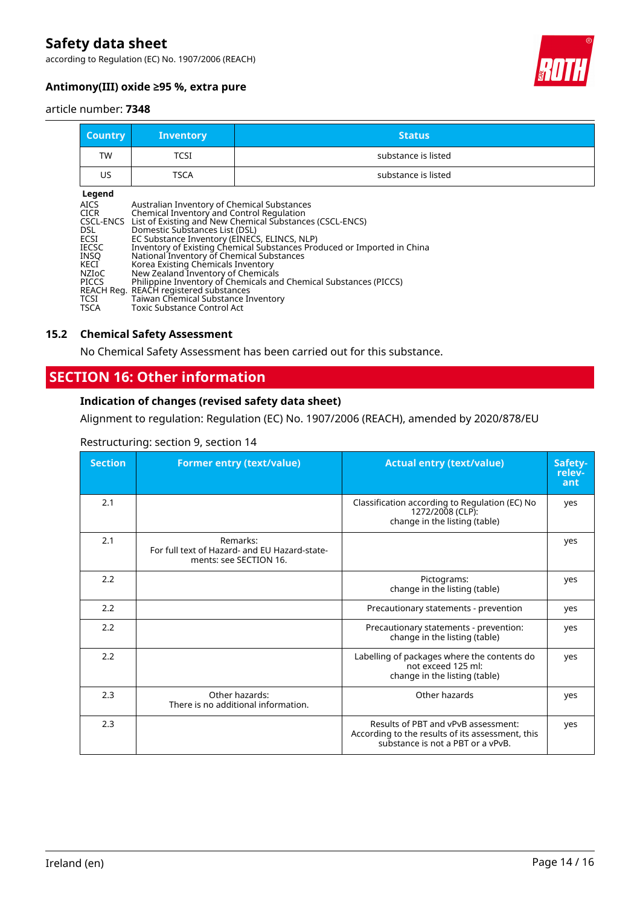| Country | Inventory | Status |
|---|---|---|
| TW | TCSI | substance is listed |
| US | TSCA | substance is listed |

**Legend**

| | |
|---|---|
| AICS | Australian Inventory of Chemical Substances |
| CICR | Chemical Inventory and Control Regulation |
| CSCL-ENCS | List of Existing and New Chemical Substances (CSCL-ENCS) |
| DSL | Domestic Substances List (DSL) |
| ECSI | EC Substance Inventory (EINECS, ELINCS, NLP) |
| IECSC | Inventory of Existing Chemical Substances Produced or Imported in China |
| INSQ | National Inventory of Chemical Substances |
| KECI | Korea Existing Chemicals Inventory |
| NZIoC | New Zealand Inventory of Chemicals |
| PICCS | Philippine Inventory of Chemicals and Chemical Substances (PICCS) |
| REACH Reg. | REACH registered substances |
| TCSI | Taiwan Chemical Substance Inventory |
| TSCA | Toxic Substance Control Act |

### 15.2 Chemical Safety Assessment

No Chemical Safety Assessment has been carried out for this substance.

## SECTION 16: Other information

### Indication of changes (revised safety data sheet)

Alignment to regulation: Regulation (EC) No. 1907/2006 (REACH), amended by 2020/878/EU

Restructuring: section 9, section 14

| Section | Former entry (text/value) | Actual entry (text/value) | Safety-relev-ant |
|---|---|---|---|
| 2.1 | | Classification according to Regulation (EC) No 1272/2008 (CLP): change in the listing (table) | yes |
| 2.1 | Remarks: For full text of Hazard- and EU Hazard-statements: see SECTION 16. | | yes |
| 2.2 | | Pictograms: change in the listing (table) | yes |
| 2.2 | | Precautionary statements - prevention | yes |
| 2.2 | | Precautionary statements - prevention: change in the listing (table) | yes |
| 2.2 | | Labelling of packages where the contents do not exceed 125 ml: change in the listing (table) | yes |
| 2.3 | Other hazards: There is no additional information. | Other hazards | yes |
| 2.3 | | Results of PBT and vPvB assessment: According to the results of its assessment, this substance is not a PBT or a vPvB. | yes |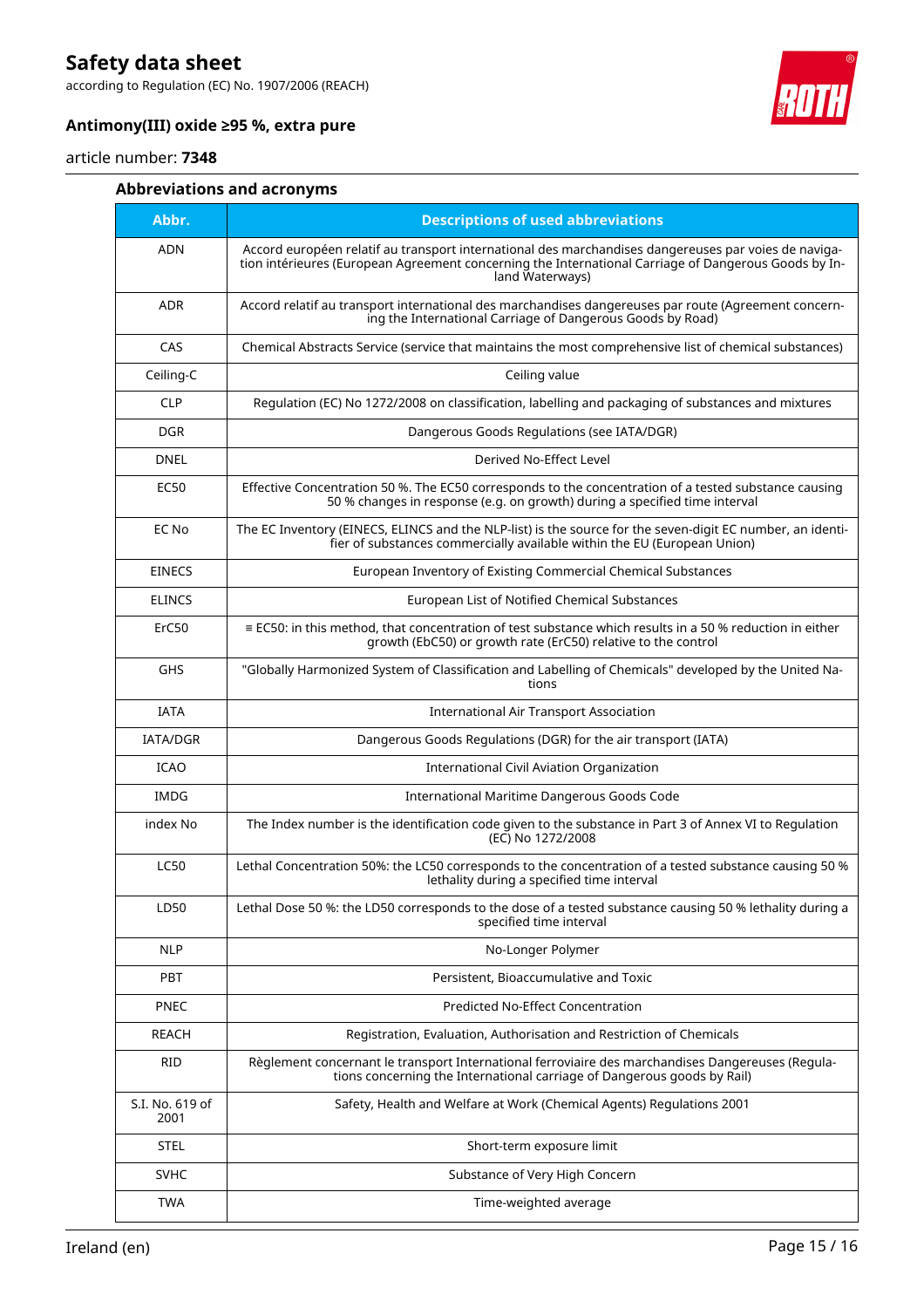### Abbreviations and acronyms

| Abbr. | Descriptions of used abbreviations |
|---|---|
| ADN | Accord européen relatif au transport international des marchandises dangereuses par voies de navigation intérieures (European Agreement concerning the International Carriage of Dangerous Goods by Inland Waterways) |
| ADR | Accord relatif au transport international des marchandises dangereuses par route (Agreement concerning the International Carriage of Dangerous Goods by Road) |
| CAS | Chemical Abstracts Service (service that maintains the most comprehensive list of chemical substances) |
| Ceiling-C | Ceiling value |
| CLP | Regulation (EC) No 1272/2008 on classification, labelling and packaging of substances and mixtures |
| DGR | Dangerous Goods Regulations (see IATA/DGR) |
| DNEL | Derived No-Effect Level |
| EC50 | Effective Concentration 50 %. The EC50 corresponds to the concentration of a tested substance causing 50 % changes in response (e.g. on growth) during a specified time interval |
| EC No | The EC Inventory (EINECS, ELINCS and the NLP-list) is the source for the seven-digit EC number, an identifier of substances commercially available within the EU (European Union) |
| EINECS | European Inventory of Existing Commercial Chemical Substances |
| ELINCS | European List of Notified Chemical Substances |
| ErC50 | ≡ EC50: in this method, that concentration of test substance which results in a 50 % reduction in either growth (EbC50) or growth rate (ErC50) relative to the control |
| GHS | "Globally Harmonized System of Classification and Labelling of Chemicals" developed by the United Nations |
| IATA | International Air Transport Association |
| IATA/DGR | Dangerous Goods Regulations (DGR) for the air transport (IATA) |
| ICAO | International Civil Aviation Organization |
| IMDG | International Maritime Dangerous Goods Code |
| index No | The Index number is the identification code given to the substance in Part 3 of Annex VI to Regulation (EC) No 1272/2008 |
| LC50 | Lethal Concentration 50%: the LC50 corresponds to the concentration of a tested substance causing 50 % lethality during a specified time interval |
| LD50 | Lethal Dose 50 %: the LD50 corresponds to the dose of a tested substance causing 50 % lethality during a specified time interval |
| NLP | No-Longer Polymer |
| PBT | Persistent, Bioaccumulative and Toxic |
| PNEC | Predicted No-Effect Concentration |
| REACH | Registration, Evaluation, Authorisation and Restriction of Chemicals |
| RID | Règlement concernant le transport International ferroviaire des marchandises Dangereuses (Regulations concerning the International carriage of Dangerous goods by Rail) |
| S.I. No. 619 of 2001 | Safety, Health and Welfare at Work (Chemical Agents) Regulations 2001 |
| STEL | Short-term exposure limit |
| SVHC | Substance of Very High Concern |
| TWA | Time-weighted average |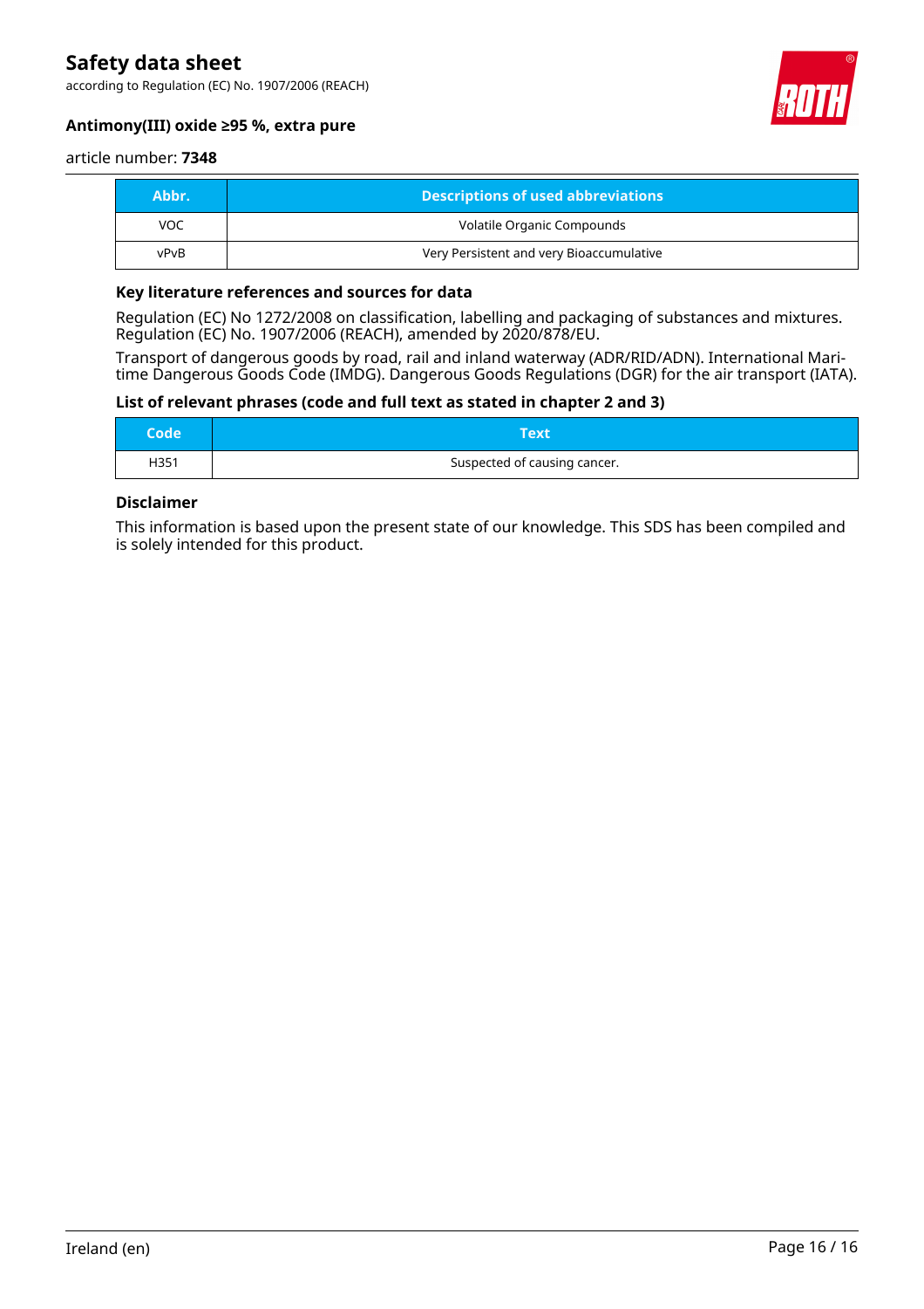| Abbr. | Descriptions of used abbreviations |
|---|---|
| VOC | Volatile Organic Compounds |
| vPvB | Very Persistent and very Bioaccumulative |

### Key literature references and sources for data

Regulation (EC) No 1272/2008 on classification, labelling and packaging of substances and mixtures. Regulation (EC) No. 1907/2006 (REACH), amended by 2020/878/EU.

Transport of dangerous goods by road, rail and inland waterway (ADR/RID/ADN). International Maritime Dangerous Goods Code (IMDG). Dangerous Goods Regulations (DGR) for the air transport (IATA).

### List of relevant phrases (code and full text as stated in chapter 2 and 3)

| Code | Text |
|---|---|
| H351 | Suspected of causing cancer. |

### Disclaimer

This information is based upon the present state of our knowledge. This SDS has been compiled and is solely intended for this product.